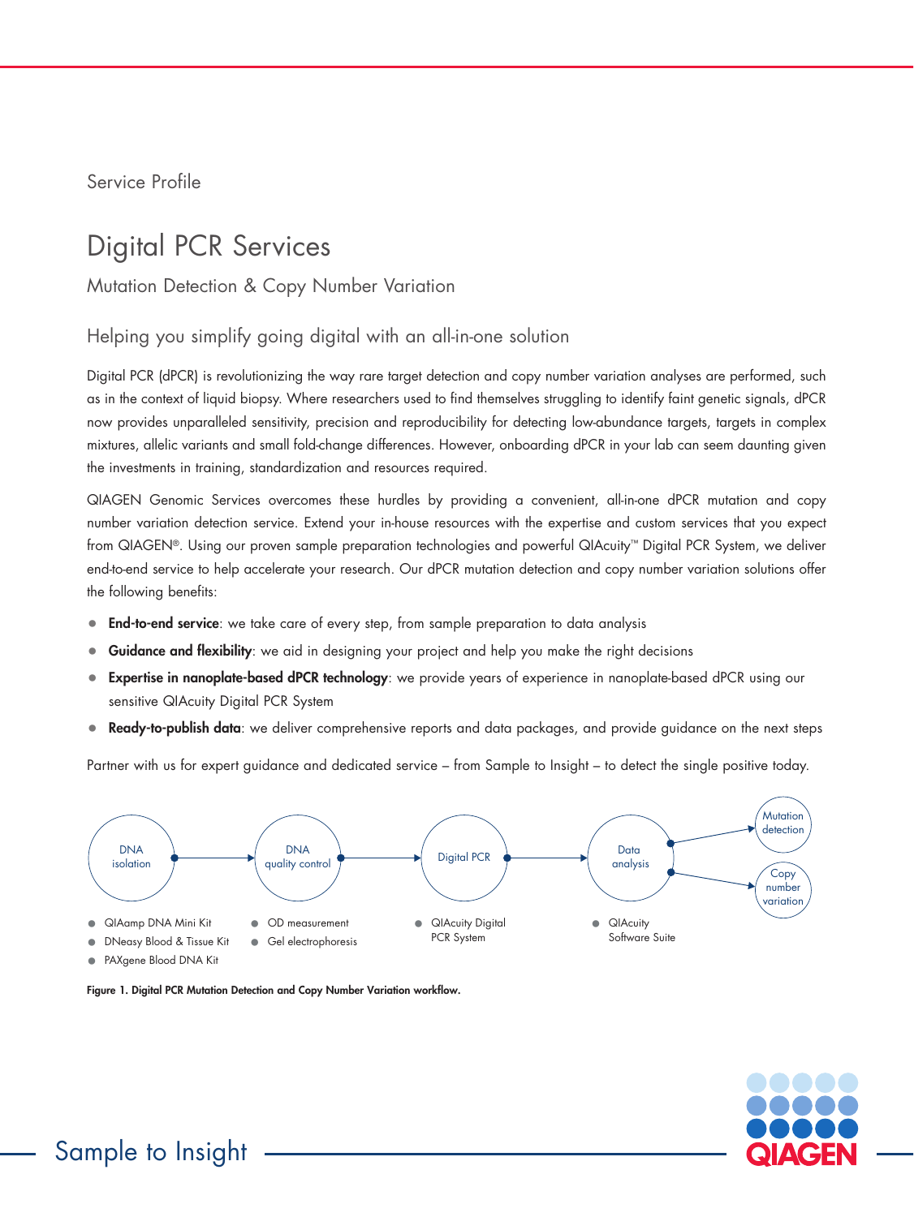Service Profile

# Digital PCR Services

## Mutation Detection & Copy Number Variation

### Helping you simplify going digital with an all-in-one solution

Digital PCR (dPCR) is revolutionizing the way rare target detection and copy number variation analyses are performed, such as in the context of liquid biopsy. Where researchers used to find themselves struggling to identify faint genetic signals, dPCR now provides unparalleled sensitivity, precision and reproducibility for detecting low-abundance targets, targets in complex mixtures, allelic variants and small fold-change differences. However, onboarding dPCR in your lab can seem daunting given the investments in training, standardization and resources required.

QIAGEN Genomic Services overcomes these hurdles by providing a convenient, all-in-one dPCR mutation and copy number variation detection service. Extend your in-house resources with the expertise and custom services that you expect from QIAGEN®. Using our proven sample preparation technologies and powerful QIAcuity™ Digital PCR System, we deliver end-to-end service to help accelerate your research. Our dPCR mutation detection and copy number variation solutions offer the following benefits:

- **End-to-end service**: we take care of every step, from sample preparation to data analysis
- **Guidance and flexibility**: we aid in designing your project and help you make the right decisions
- **Expertise in nanoplate-based dPCR technology**: we provide years of experience in nanoplate-based dPCR using our sensitive QIAcuity Digital PCR System
- **Ready-to-publish data**: we deliver comprehensive reports and data packages, and provide guidance on the next steps

Partner with us for expert guidance and dedicated service – from Sample to Insight – to detect the single positive today.

DNA isolation → DNA quality control → Digital PCR → Data analysis → Mutation detection / Copy number variation

- DNA isolation:
  - QIAamp DNA Mini Kit
  - DNeasy Blood & Tissue Kit
  - PAXgene Blood DNA Kit
- DNA quality control:
  - OD measurement
  - Gel electrophoresis
- Digital PCR:
  - QIAcuity Digital PCR System
- Data analysis:
  - QIAcuity Software Suite

**Figure 1. Digital PCR Mutation Detection and Copy Number Variation workflow.**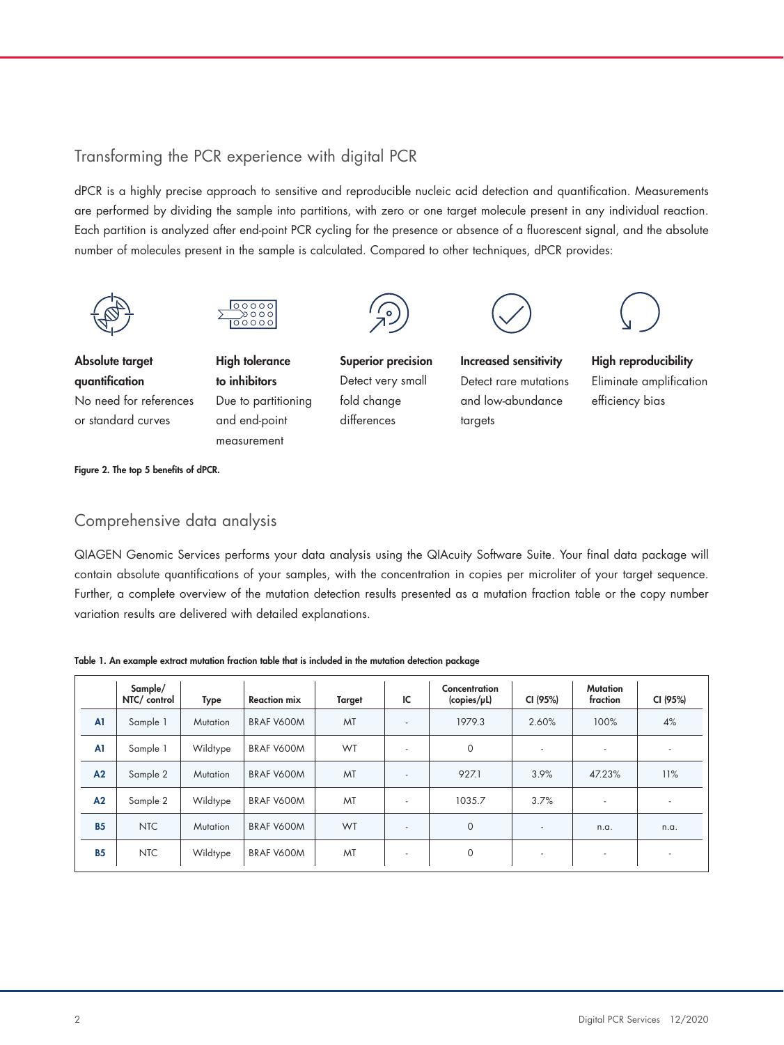## Transforming the PCR experience with digital PCR

dPCR is a highly precise approach to sensitive and reproducible nucleic acid detection and quantification. Measurements are performed by dividing the sample into partitions, with zero or one target molecule present in any individual reaction. Each partition is analyzed after end-point PCR cycling for the presence or absence of a fluorescent signal, and the absolute number of molecules present in the sample is calculated. Compared to other techniques, dPCR provides:

**Absolute target quantification**
No need for references or standard curves

**High tolerance to inhibitors**
Due to partitioning and end-point measurement

**Superior precision**
Detect very small fold change differences

**Increased sensitivity**
Detect rare mutations and low-abundance targets

**High reproducibility**
Eliminate amplification efficiency bias

**Figure 2. The top 5 benefits of dPCR.**

## Comprehensive data analysis

QIAGEN Genomic Services performs your data analysis using the QIAcuity Software Suite. Your final data package will contain absolute quantifications of your samples, with the concentration in copies per microliter of your target sequence. Further, a complete overview of the mutation detection results presented as a mutation fraction table or the copy number variation results are delivered with detailed explanations.

**Table 1. An example extract mutation fraction table that is included in the mutation detection package**

| | Sample/ NTC/ control | Type | Reaction mix | Target | IC | Concentration (copies/µL) | CI (95%) | Mutation fraction | CI (95%) |
|---|---|---|---|---|---|---|---|---|---|
| A1 | Sample 1 | Mutation | BRAF V600M | MT | - | 1979.3 | 2.60% | 100% | 4% |
| A1 | Sample 1 | Wildtype | BRAF V600M | WT | - | 0 | - | - | - |
| A2 | Sample 2 | Mutation | BRAF V600M | MT | - | 927.1 | 3.9% | 47.23% | 11% |
| A2 | Sample 2 | Wildtype | BRAF V600M | MT | - | 1035.7 | 3.7% | - | - |
| B5 | NTC | Mutation | BRAF V600M | WT | - | 0 | - | n.a. | n.a. |
| B5 | NTC | Wildtype | BRAF V600M | MT | - | 0 | - | - | - |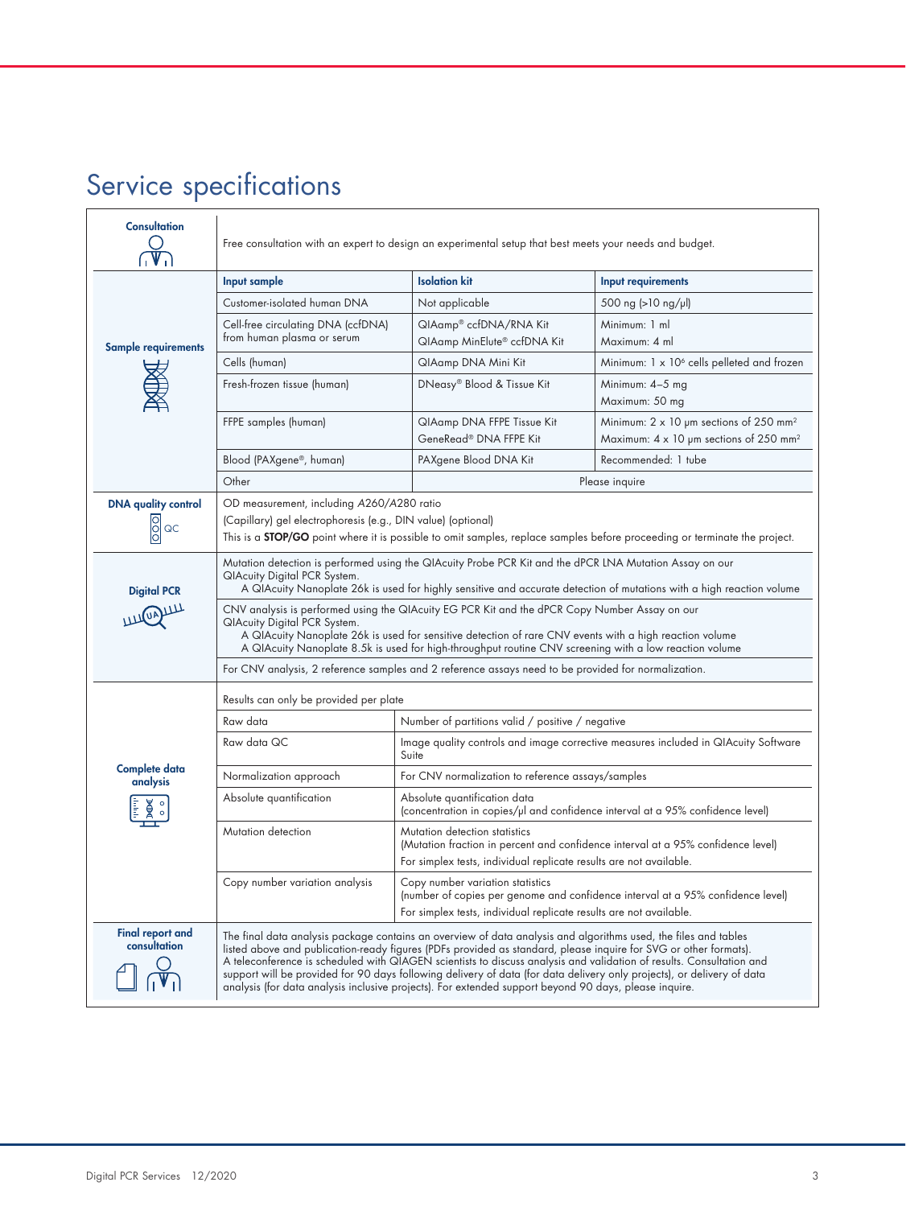# Service specifications

## Consultation

Free consultation with an expert to design an experimental setup that best meets your needs and budget.

## Sample requirements

| Input sample | Isolation kit | Input requirements |
|---|---|---|
| Customer-isolated human DNA | Not applicable | 500 ng (>10 ng/µl) |
| Cell-free circulating DNA (ccfDNA) from human plasma or serum | QIAamp® ccfDNA/RNA Kit<br>QIAamp MinElute® ccfDNA Kit | Minimum: 1 ml<br>Maximum: 4 ml |
| Cells (human) | QIAamp DNA Mini Kit | Minimum: 1 x $10^6$ cells pelleted and frozen |
| Fresh-frozen tissue (human) | DNeasy® Blood & Tissue Kit | Minimum: 4–5 mg<br>Maximum: 50 mg |
| FFPE samples (human) | QIAamp DNA FFPE Tissue Kit<br>GeneRead® DNA FFPE Kit | Minimum: 2 x 10 µm sections of 250 $mm^2$<br>Maximum: 4 x 10 µm sections of 250 $mm^2$ |
| Blood (PAXgene®, human) | PAXgene Blood DNA Kit | Recommended: 1 tube |
| Other | Please inquire | |

## DNA quality control

OD measurement, including *A260/A280* ratio

(Capillary) gel electrophoresis (e.g., DIN value) (optional)

This is a **STOP/GO** point where it is possible to omit samples, replace samples before proceeding or terminate the project.

## Digital PCR

Mutation detection is performed using the QIAcuity Probe PCR Kit and the dPCR LNA Mutation Assay on our QIAcuity Digital PCR System.
- A QIAcuity Nanoplate 26k is used for highly sensitive and accurate detection of mutations with a high reaction volume

CNV analysis is performed using the QIAcuity EG PCR Kit and the dPCR Copy Number Assay on our QIAcuity Digital PCR System.
- A QIAcuity Nanoplate 26k is used for sensitive detection of rare CNV events with a high reaction volume
- A QIAcuity Nanoplate 8.5k is used for high-throughput routine CNV screening with a low reaction volume

For CNV analysis, 2 reference samples and 2 reference assays need to be provided for normalization.

## Complete data analysis

Results can only be provided per plate

| | |
|---|---|
| Raw data | Number of partitions valid / positive / negative |
| Raw data QC | Image quality controls and image corrective measures included in QIAcuity Software Suite |
| Normalization approach | For CNV normalization to reference assays/samples |
| Absolute quantification | Absolute quantification data<br>(concentration in copies/µl and confidence interval at a 95% confidence level) |
| Mutation detection | Mutation detection statistics<br>(Mutation fraction in percent and confidence interval at a 95% confidence level)<br>For simplex tests, individual replicate results are not available. |
| Copy number variation analysis | Copy number variation statistics<br>(number of copies per genome and confidence interval at a 95% confidence level)<br>For simplex tests, individual replicate results are not available. |

## Final report and consultation

The final data analysis package contains an overview of data analysis and algorithms used, the files and tables listed above and publication-ready figures (PDFs provided as standard, please inquire for SVG or other formats). A teleconference is scheduled with QIAGEN scientists to discuss analysis and validation of results. Consultation and support will be provided for 90 days following delivery of data (for data delivery only projects), or delivery of data analysis (for data analysis inclusive projects). For extended support beyond 90 days, please inquire.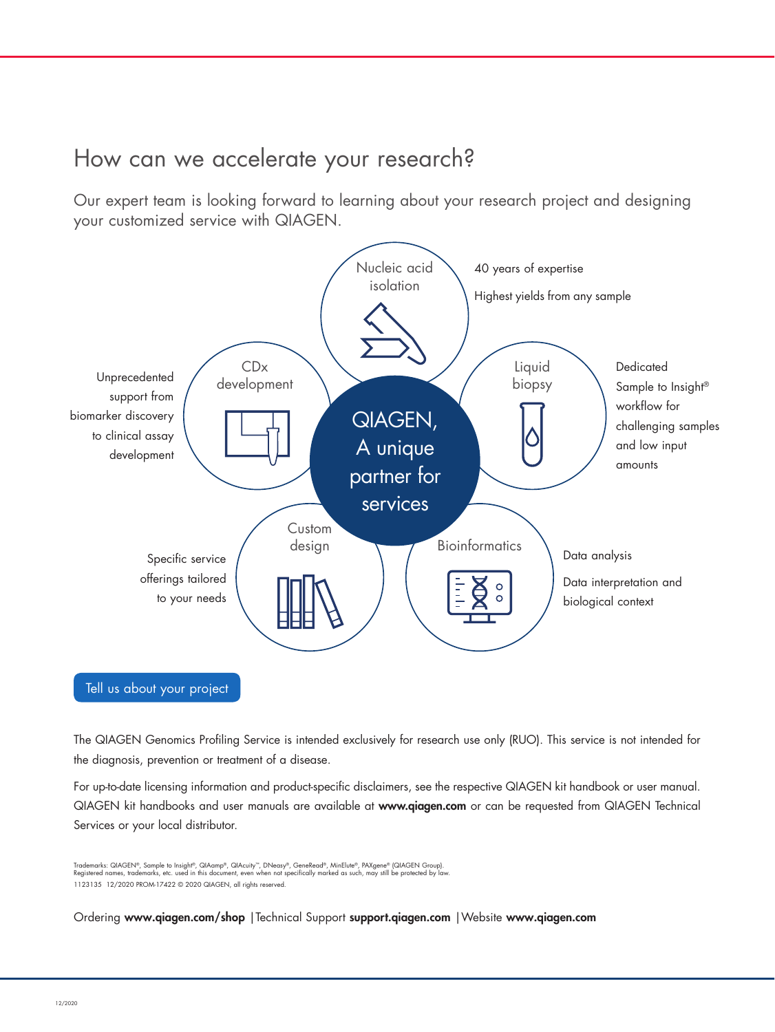## How can we accelerate your research?

Our expert team is looking forward to learning about your research project and designing your customized service with QIAGEN.

QIAGEN, A unique partner for services

Nucleic acid isolation

40 years of expertise

Highest yields from any sample

Liquid biopsy

Dedicated Sample to Insight® workflow for challenging samples and low input amounts

Bioinformatics

Data analysis

Data interpretation and biological context

Custom design

Specific service offerings tailored to your needs

CDx development

Unprecedented support from biomarker discovery to clinical assay development

Tell us about your project

The QIAGEN Genomics Profiling Service is intended exclusively for research use only (RUO). This service is not intended for the diagnosis, prevention or treatment of a disease.

For up-to-date licensing information and product-specific disclaimers, see the respective QIAGEN kit handbook or user manual. QIAGEN kit handbooks and user manuals are available at **www.qiagen.com** or can be requested from QIAGEN Technical Services or your local distributor.

Trademarks: QIAGEN®, Sample to Insight®, QIAamp®, QIAcuity™, DNeasy®, GeneRead®, MinElute®, PAXgene® (QIAGEN Group).
Registered names, trademarks, etc. used in this document, even when not specifically marked as such, may still be protected by law.
1123135 12/2020 PROM-17422 © 2020 QIAGEN, all rights reserved.

Ordering **www.qiagen.com/shop** | Technical Support **support.qiagen.com** | Website **www.qiagen.com**